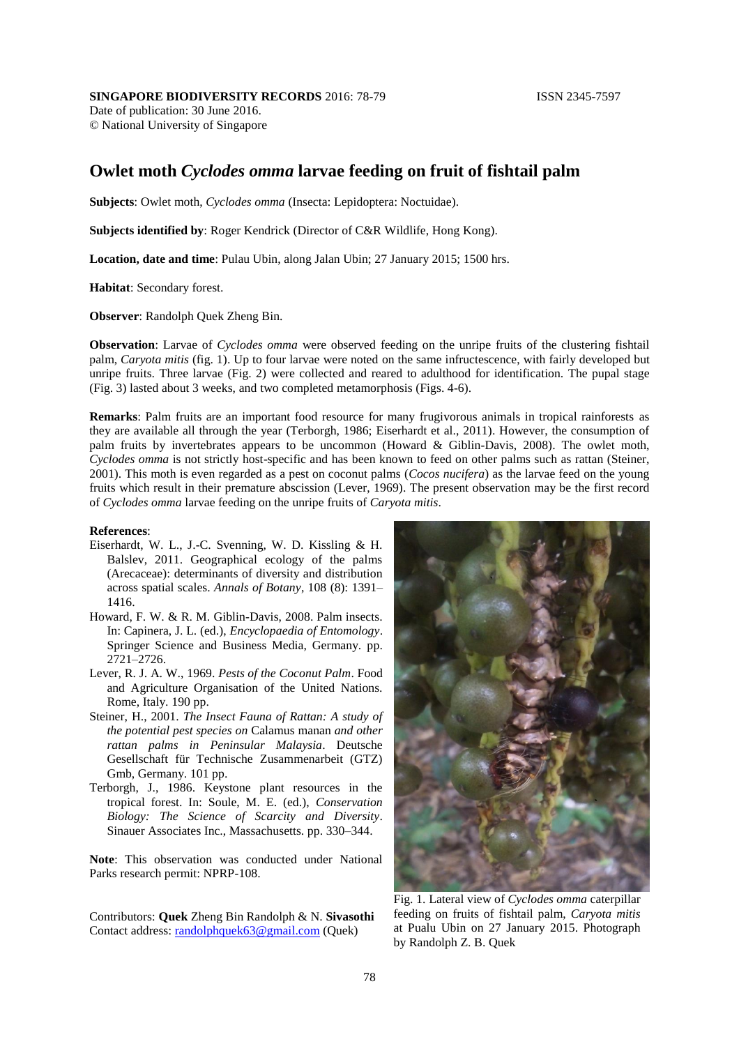**SINGAPORE BIODIVERSITY RECORDS** 2016: 78-79 ISSN 2345-7597
Date of publication: 30 June 2016.
© National University of Singapore

# Owlet moth *Cyclodes omma* larvae feeding on fruit of fishtail palm

**Subjects**: Owlet moth, *Cyclodes omma* (Insecta: Lepidoptera: Noctuidae).

**Subjects identified by**: Roger Kendrick (Director of C&R Wildlife, Hong Kong).

**Location, date and time**: Pulau Ubin, along Jalan Ubin; 27 January 2015; 1500 hrs.

**Habitat**: Secondary forest.

**Observer**: Randolph Quek Zheng Bin.

**Observation**: Larvae of *Cyclodes omma* were observed feeding on the unripe fruits of the clustering fishtail palm, *Caryota mitis* (fig. 1). Up to four larvae were noted on the same infructescence, with fairly developed but unripe fruits. Three larvae (Fig. 2) were collected and reared to adulthood for identification. The pupal stage (Fig. 3) lasted about 3 weeks, and two completed metamorphosis (Figs. 4-6).

**Remarks**: Palm fruits are an important food resource for many frugivorous animals in tropical rainforests as they are available all through the year (Terborgh, 1986; Eiserhardt et al., 2011). However, the consumption of palm fruits by invertebrates appears to be uncommon (Howard & Giblin-Davis, 2008). The owlet moth, *Cyclodes omma* is not strictly host-specific and has been known to feed on other palms such as rattan (Steiner, 2001). This moth is even regarded as a pest on coconut palms (*Cocos nucifera*) as the larvae feed on the young fruits which result in their premature abscission (Lever, 1969). The present observation may be the first record of *Cyclodes omma* larvae feeding on the unripe fruits of *Caryota mitis*.

**References**:

Eiserhardt, W. L., J.-C. Svenning, W. D. Kissling & H. Balslev, 2011. Geographical ecology of the palms (Arecaceae): determinants of diversity and distribution across spatial scales. *Annals of Botany*, 108 (8): 1391–1416.

Howard, F. W. & R. M. Giblin-Davis, 2008. Palm insects. In: Capinera, J. L. (ed.), *Encyclopaedia of Entomology*. Springer Science and Business Media, Germany. pp. 2721–2726.

Lever, R. J. A. W., 1969. *Pests of the Coconut Palm*. Food and Agriculture Organisation of the United Nations. Rome, Italy. 190 pp.

Steiner, H., 2001. *The Insect Fauna of Rattan: A study of the potential pest species on* Calamus manan *and other rattan palms in Peninsular Malaysia*. Deutsche Gesellschaft für Technische Zusammenarbeit (GTZ) Gmb, Germany. 101 pp.

Terborgh, J., 1986. Keystone plant resources in the tropical forest. In: Soule, M. E. (ed.), *Conservation Biology: The Science of Scarcity and Diversity*. Sinauer Associates Inc., Massachusetts. pp. 330–344.

**Note**: This observation was conducted under National Parks research permit: NPRP-108.

Contributors: **Quek** Zheng Bin Randolph & N. **Sivasothi**
Contact address: randolphquek63@gmail.com (Quek)

Fig. 1. Lateral view of *Cyclodes omma* caterpillar feeding on fruits of fishtail palm, *Caryota mitis* at Pualu Ubin on 27 January 2015. Photograph by Randolph Z. B. Quek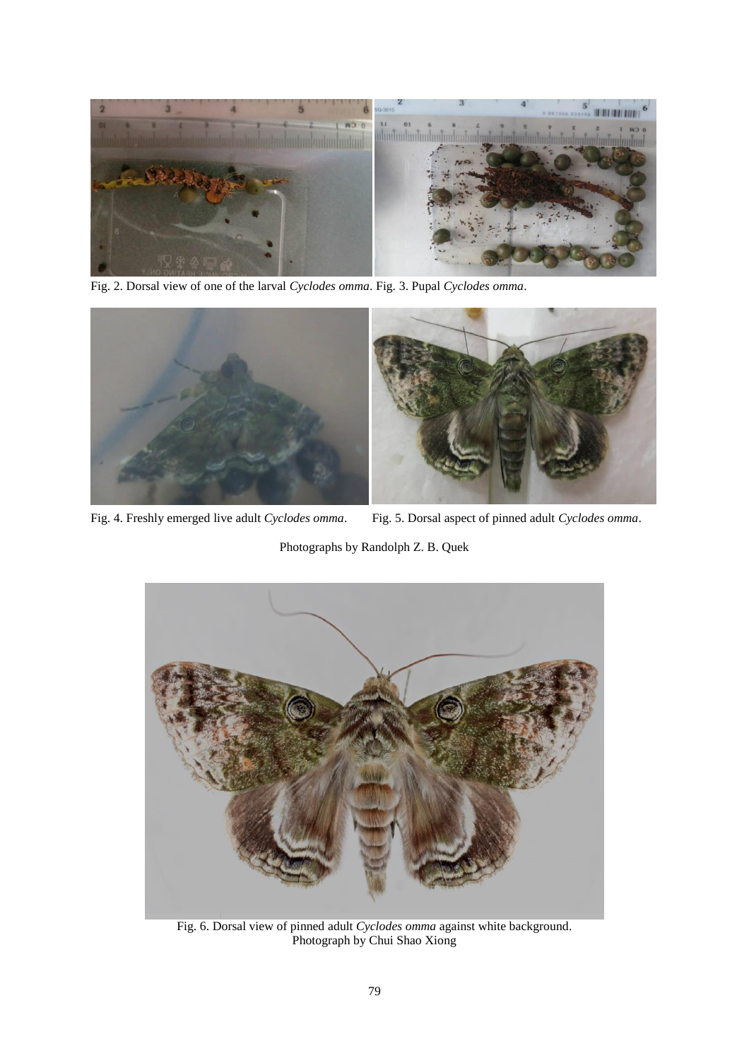Fig. 2. Dorsal view of one of the larval *Cyclodes omma*. Fig. 3. Pupal *Cyclodes omma*.

Fig. 4. Freshly emerged live adult *Cyclodes omma*. Fig. 5. Dorsal aspect of pinned adult *Cyclodes omma*.

Photographs by Randolph Z. B. Quek

Fig. 6. Dorsal view of pinned adult *Cyclodes omma* against white background.
Photograph by Chui Shao Xiong